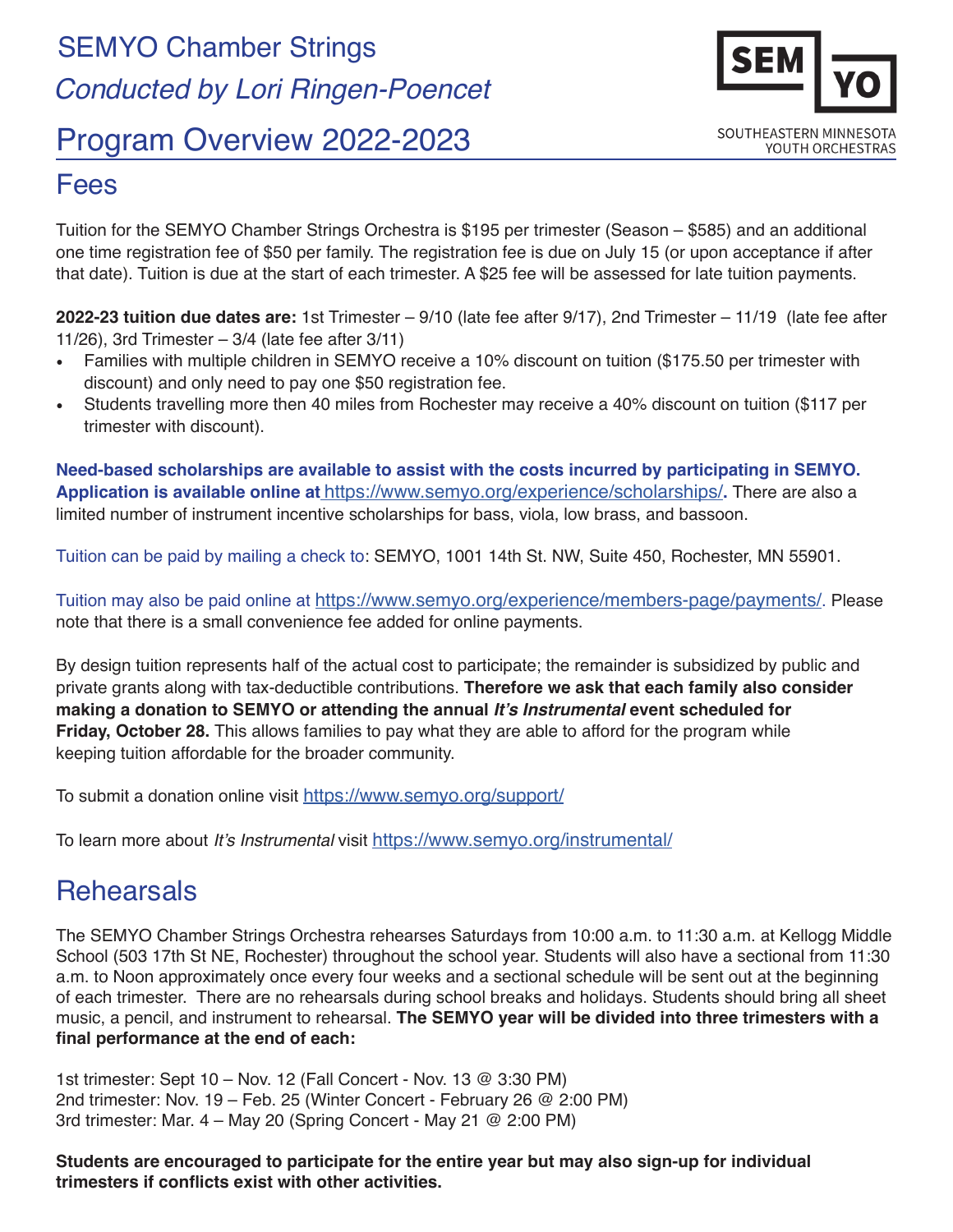# SEMYO Chamber Strings

*Conducted by Lori Ringen-Poencet*

SEM YO
SOUTHEASTERN MINNESOTA YOUTH ORCHESTRAS

# Program Overview 2022-2023

## Fees

Tuition for the SEMYO Chamber Strings Orchestra is $195 per trimester (Season – $585) and an additional one time registration fee of $50 per family. The registration fee is due on July 15 (or upon acceptance if after that date). Tuition is due at the start of each trimester. A $25 fee will be assessed for late tuition payments.

**2022-23 tuition due dates are:** 1st Trimester – 9/10 (late fee after 9/17), 2nd Trimester – 11/19 (late fee after 11/26), 3rd Trimester – 3/4 (late fee after 3/11)

- Families with multiple children in SEMYO receive a 10% discount on tuition ($175.50 per trimester with discount) and only need to pay one $50 registration fee.
- Students travelling more then 40 miles from Rochester may receive a 40% discount on tuition ($117 per trimester with discount).

**Need-based scholarships are available to assist with the costs incurred by participating in SEMYO. Application is available online at https://www.semyo.org/experience/scholarships/.** There are also a limited number of instrument incentive scholarships for bass, viola, low brass, and bassoon.

Tuition can be paid by mailing a check to: SEMYO, 1001 14th St. NW, Suite 450, Rochester, MN 55901.

Tuition may also be paid online at https://www.semyo.org/experience/members-page/payments/. Please note that there is a small convenience fee added for online payments.

By design tuition represents half of the actual cost to participate; the remainder is subsidized by public and private grants along with tax-deductible contributions. **Therefore we ask that each family also consider making a donation to SEMYO or attending the annual *It's Instrumental* event scheduled for Friday, October 28.** This allows families to pay what they are able to afford for the program while keeping tuition affordable for the broader community.

To submit a donation online visit https://www.semyo.org/support/

To learn more about *It's Instrumental* visit https://www.semyo.org/instrumental/

## Rehearsals

The SEMYO Chamber Strings Orchestra rehearses Saturdays from 10:00 a.m. to 11:30 a.m. at Kellogg Middle School (503 17th St NE, Rochester) throughout the school year. Students will also have a sectional from 11:30 a.m. to Noon approximately once every four weeks and a sectional schedule will be sent out at the beginning of each trimester. There are no rehearsals during school breaks and holidays. Students should bring all sheet music, a pencil, and instrument to rehearsal. **The SEMYO year will be divided into three trimesters with a final performance at the end of each:**

1st trimester: Sept 10 – Nov. 12 (Fall Concert - Nov. 13 @ 3:30 PM)
2nd trimester: Nov. 19 – Feb. 25 (Winter Concert - February 26 @ 2:00 PM)
3rd trimester: Mar. 4 – May 20 (Spring Concert - May 21 @ 2:00 PM)

**Students are encouraged to participate for the entire year but may also sign-up for individual trimesters if conflicts exist with other activities.**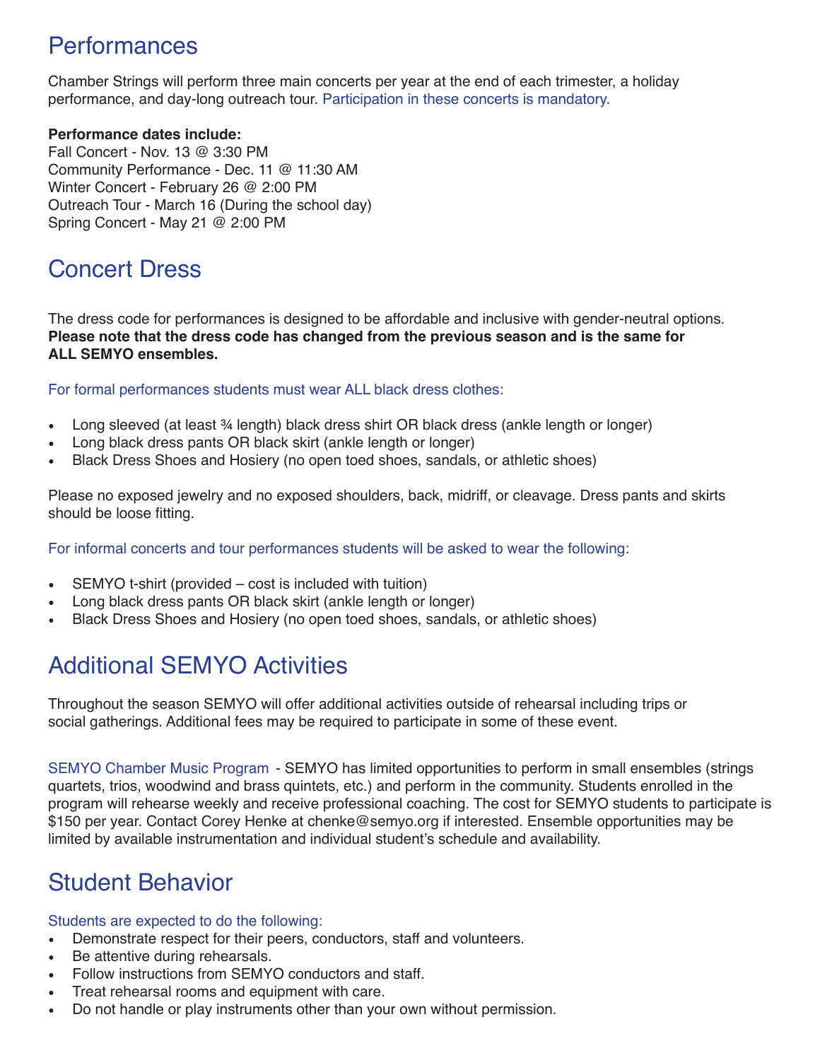## Performances

Chamber Strings will perform three main concerts per year at the end of each trimester, a holiday performance, and day-long outreach tour. Participation in these concerts is mandatory.

**Performance dates include:**
Fall Concert - Nov. 13 @ 3:30 PM
Community Performance - Dec. 11 @ 11:30 AM
Winter Concert - February 26 @ 2:00 PM
Outreach Tour - March 16 (During the school day)
Spring Concert - May 21 @ 2:00 PM

## Concert Dress

The dress code for performances is designed to be affordable and inclusive with gender-neutral options. **Please note that the dress code has changed from the previous season and is the same for ALL SEMYO ensembles.**

For formal performances students must wear ALL black dress clothes:

- Long sleeved (at least ¾ length) black dress shirt OR black dress (ankle length or longer)
- Long black dress pants OR black skirt (ankle length or longer)
- Black Dress Shoes and Hosiery (no open toed shoes, sandals, or athletic shoes)

Please no exposed jewelry and no exposed shoulders, back, midriff, or cleavage. Dress pants and skirts should be loose fitting.

For informal concerts and tour performances students will be asked to wear the following:

- SEMYO t-shirt (provided – cost is included with tuition)
- Long black dress pants OR black skirt (ankle length or longer)
- Black Dress Shoes and Hosiery (no open toed shoes, sandals, or athletic shoes)

## Additional SEMYO Activities

Throughout the season SEMYO will offer additional activities outside of rehearsal including trips or social gatherings. Additional fees may be required to participate in some of these event.

SEMYO Chamber Music Program - SEMYO has limited opportunities to perform in small ensembles (strings quartets, trios, woodwind and brass quintets, etc.) and perform in the community. Students enrolled in the program will rehearse weekly and receive professional coaching. The cost for SEMYO students to participate is $150 per year. Contact Corey Henke at chenke@semyo.org if interested. Ensemble opportunities may be limited by available instrumentation and individual student's schedule and availability.

## Student Behavior

Students are expected to do the following:

- Demonstrate respect for their peers, conductors, staff and volunteers.
- Be attentive during rehearsals.
- Follow instructions from SEMYO conductors and staff.
- Treat rehearsal rooms and equipment with care.
- Do not handle or play instruments other than your own without permission.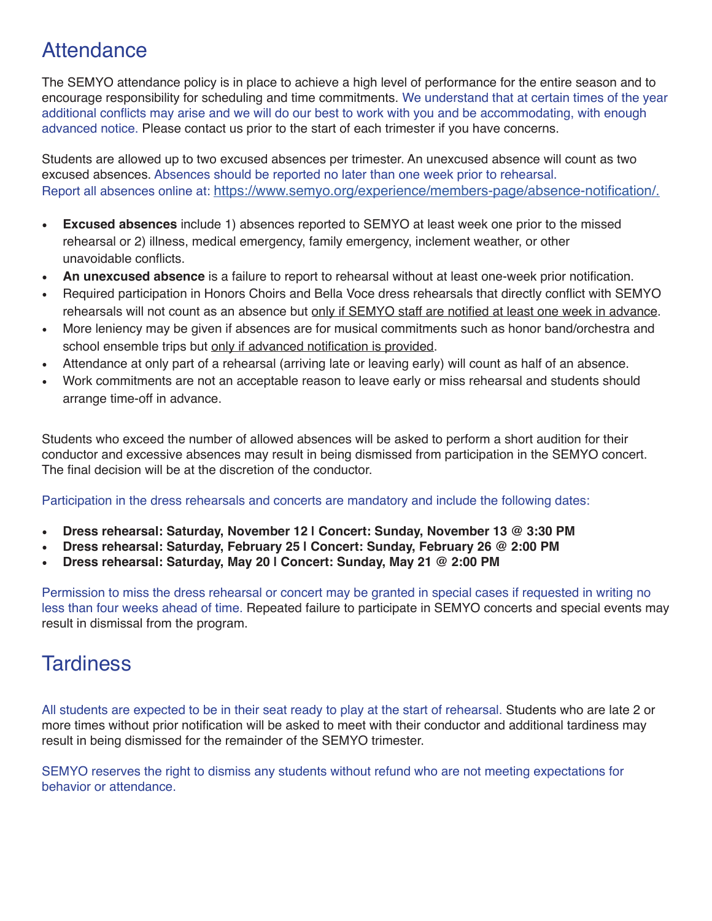## Attendance

The SEMYO attendance policy is in place to achieve a high level of performance for the entire season and to encourage responsibility for scheduling and time commitments. We understand that at certain times of the year additional conflicts may arise and we will do our best to work with you and be accommodating, with enough advanced notice. Please contact us prior to the start of each trimester if you have concerns.

Students are allowed up to two excused absences per trimester. An unexcused absence will count as two excused absences. Absences should be reported no later than one week prior to rehearsal. Report all absences online at: https://www.semyo.org/experience/members-page/absence-notification/.

- **Excused absences** include 1) absences reported to SEMYO at least week one prior to the missed rehearsal or 2) illness, medical emergency, family emergency, inclement weather, or other unavoidable conflicts.
- **An unexcused absence** is a failure to report to rehearsal without at least one-week prior notification.
- Required participation in Honors Choirs and Bella Voce dress rehearsals that directly conflict with SEMYO rehearsals will not count as an absence but only if SEMYO staff are notified at least one week in advance.
- More leniency may be given if absences are for musical commitments such as honor band/orchestra and school ensemble trips but only if advanced notification is provided.
- Attendance at only part of a rehearsal (arriving late or leaving early) will count as half of an absence.
- Work commitments are not an acceptable reason to leave early or miss rehearsal and students should arrange time-off in advance.

Students who exceed the number of allowed absences will be asked to perform a short audition for their conductor and excessive absences may result in being dismissed from participation in the SEMYO concert. The final decision will be at the discretion of the conductor.

Participation in the dress rehearsals and concerts are mandatory and include the following dates:

- **Dress rehearsal: Saturday, November 12 | Concert: Sunday, November 13 @ 3:30 PM**
- **Dress rehearsal: Saturday, February 25 | Concert: Sunday, February 26 @ 2:00 PM**
- **Dress rehearsal: Saturday, May 20 | Concert: Sunday, May 21 @ 2:00 PM**

Permission to miss the dress rehearsal or concert may be granted in special cases if requested in writing no less than four weeks ahead of time. Repeated failure to participate in SEMYO concerts and special events may result in dismissal from the program.

## Tardiness

All students are expected to be in their seat ready to play at the start of rehearsal. Students who are late 2 or more times without prior notification will be asked to meet with their conductor and additional tardiness may result in being dismissed for the remainder of the SEMYO trimester.

SEMYO reserves the right to dismiss any students without refund who are not meeting expectations for behavior or attendance.